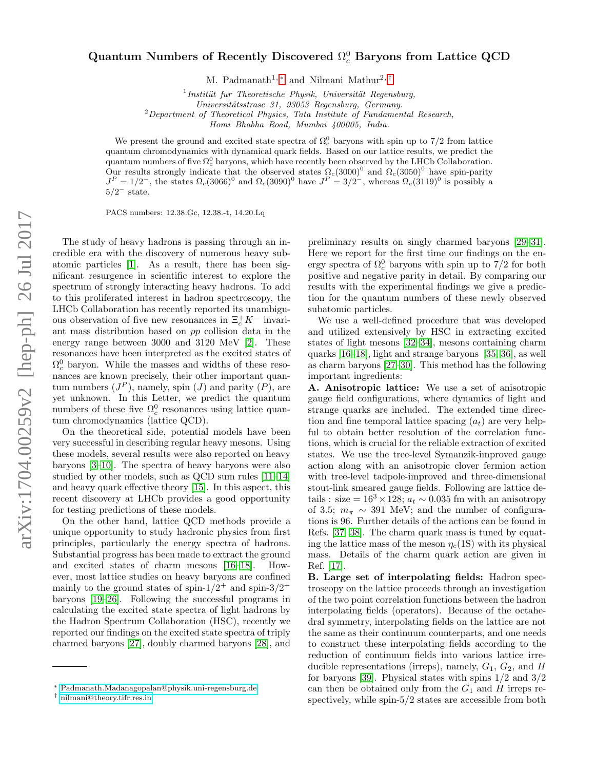# Quantum Numbers of Recently Discovered $\Omega_c^0$ Baryons from Lattice QCD

M. Padmanath[1,*] and Nilmani Mathur[2,†]

[1] *Institüt fur Theoretische Physik, Universität Regensburg, Universitätsstrasse 31, 93053 Regensburg, Germany.*
[2] *Department of Theoretical Physics, Tata Institute of Fundamental Research, Homi Bhabha Road, Mumbai 400005, India.*

We present the ground and excited state spectra of $\Omega_c^0$ baryons with spin up to 7/2 from lattice quantum chromodynamics with dynamical quark fields. Based on our lattice results, we predict the quantum numbers of five $\Omega_c^0$ baryons, which have recently been observed by the LHCb Collaboration. Our results strongly indicate that the observed states $\Omega_c(3000)^0$ and $\Omega_c(3050)^0$ have spin-parity $J^P = 1/2^-$, the states $\Omega_c(3066)^0$ and $\Omega_c(3090)^0$ have $J^P = 3/2^-$, whereas $\Omega_c(3119)^0$ is possibly a $5/2^-$ state.

PACS numbers: 12.38.Gc, 12.38.-t, 14.20.Lq

The study of heavy hadrons is passing through an incredible era with the discovery of numerous heavy subatomic particles [1]. As a result, there has been significant resurgence in scientific interest to explore the spectrum of strongly interacting heavy hadrons. To add to this proliferated interest in hadron spectroscopy, the LHCb Collaboration has recently reported its unambiguous observation of five new resonances in $\Xi_c^+ K^-$ invariant mass distribution based on $pp$ collision data in the energy range between 3000 and 3120 MeV [2]. These resonances have been interpreted as the excited states of $\Omega_c^0$ baryon. While the masses and widths of these resonances are known precisely, their other important quantum numbers ($J^P$), namely, spin ($J$) and parity ($P$), are yet unknown. In this Letter, we predict the quantum numbers of these five $\Omega_c^0$ resonances using lattice quantum chromodynamics (lattice QCD).

On the theoretical side, potential models have been very successful in describing regular heavy mesons. Using these models, several results were also reported on heavy baryons [3–10]. The spectra of heavy baryons were also studied by other models, such as QCD sum rules [11–14] and heavy quark effective theory [15]. In this aspect, this recent discovery at LHCb provides a good opportunity for testing predictions of these models.

On the other hand, lattice QCD methods provide a unique opportunity to study hadronic physics from first principles, particularly the energy spectra of hadrons. Substantial progress has been made to extract the ground and excited states of charm mesons [16–18]. However, most lattice studies on heavy baryons are confined mainly to the ground states of spin-$1/2^+$ and spin-$3/2^+$ baryons [19–26]. Following the successful programs in calculating the excited state spectra of light hadrons by the Hadron Spectrum Collaboration (HSC), recently we reported our findings on the excited state spectra of triply charmed baryons [27], doubly charmed baryons [28], and preliminary results on singly charmed baryons [29–31]. Here we report for the first time our findings on the energy spectra of $\Omega_c^0$ baryons with spin up to 7/2 for both positive and negative parity in detail. By comparing our results with the experimental findings we give a prediction for the quantum numbers of these newly observed subatomic particles.

We use a well-defined procedure that was developed and utilized extensively by HSC in extracting excited states of light mesons [32–34], mesons containing charm quarks [16–18], light and strange baryons [35, 36], as well as charm baryons [27–30]. This method has the following important ingredients:

**A. Anisotropic lattice:** We use a set of anisotropic gauge field configurations, where dynamics of light and strange quarks are included. The extended time direction and fine temporal lattice spacing ($a_t$) are very helpful to obtain better resolution of the correlation functions, which is crucial for the reliable extraction of excited states. We use the tree-level Symanzik-improved gauge action along with an anisotropic clover fermion action with tree-level tadpole-improved and three-dimensional stout-link smeared gauge fields. Following are lattice details : size = $16^3 \times 128$; $a_t \sim 0.035$ fm with an anisotropy of 3.5; $m_\pi \sim 391$ MeV; and the number of configurations is 96. Further details of the actions can be found in Refs. [37, 38]. The charm quark mass is tuned by equating the lattice mass of the meson $\eta_c$(1S) with its physical mass. Details of the charm quark action are given in Ref. [17].

**B. Large set of interpolating fields:** Hadron spectroscopy on the lattice proceeds through an investigation of the two point correlation functions between the hadron interpolating fields (operators). Because of the octahedral symmetry, interpolating fields on the lattice are not the same as their continuum counterparts, and one needs to construct these interpolating fields according to the reduction of continuum fields into various lattice irreducible representations (irreps), namely, $G_1$, $G_2$, and $H$ for baryons [39]. Physical states with spins 1/2 and 3/2 can then be obtained only from the $G_1$ and $H$ irreps respectively, while spin-5/2 states are accessible from both

* Padmanath.Madanagopalan@physik.uni-regensburg.de
† nilmani@theory.tifr.res.in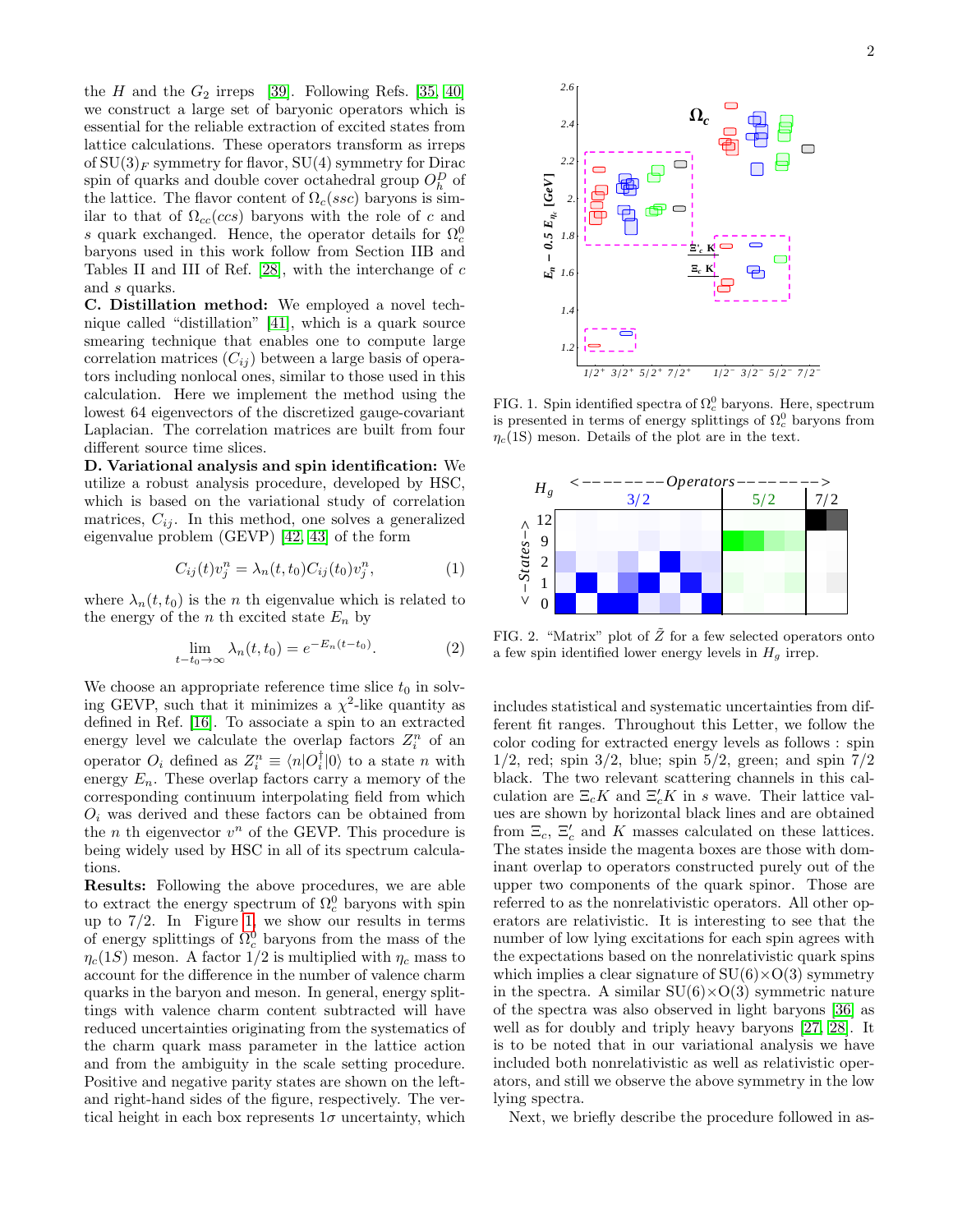the $H$ and the $G_2$ irreps [39]. Following Refs. [35, 40] we construct a large set of baryonic operators which is essential for the reliable extraction of excited states from lattice calculations. These operators transform as irreps of $\mathrm{SU}(3)_F$ symmetry for flavor, SU(4) symmetry for Dirac spin of quarks and double cover octahedral group $O_h^D$ of the lattice. The flavor content of $\Omega_c(ssc)$ baryons is similar to that of $\Omega_{cc}(ccs)$ baryons with the role of $c$ and $s$ quark exchanged. Hence, the operator details for $\Omega_c^0$ baryons used in this work follow from Section IIB and Tables II and III of Ref. [28], with the interchange of $c$ and $s$ quarks.

**C. Distillation method:** We employed a novel technique called "distillation" [41], which is a quark source smearing technique that enables one to compute large correlation matrices ($C_{ij}$) between a large basis of operators including nonlocal ones, similar to those used in this calculation. Here we implement the method using the lowest 64 eigenvectors of the discretized gauge-covariant Laplacian. The correlation matrices are built from four different source time slices.

**D. Variational analysis and spin identification:** We utilize a robust analysis procedure, developed by HSC, which is based on the variational study of correlation matrices, $C_{ij}$. In this method, one solves a generalized eigenvalue problem (GEVP) [42, 43] of the form

$$C_{ij}(t)v_j^n = \lambda_n(t,t_0)C_{ij}(t_0)v_j^n, \tag{1}$$

where $\lambda_n(t,t_0)$ is the $n$ th eigenvalue which is related to the energy of the $n$ th excited state $E_n$ by

$$\lim_{t-t_0\to\infty} \lambda_n(t,t_0) = e^{-E_n(t-t_0)}. \tag{2}$$

We choose an appropriate reference time slice $t_0$ in solving GEVP, such that it minimizes a $\chi^2$-like quantity as defined in Ref. [16]. To associate a spin to an extracted energy level we calculate the overlap factors $Z_i^n$ of an operator $O_i$ defined as $Z_i^n \equiv \langle n|O_i^\dagger|0\rangle$ to a state $n$ with energy $E_n$. These overlap factors carry a memory of the corresponding continuum interpolating field from which $O_i$ was derived and these factors can be obtained from the $n$ th eigenvector $v^n$ of the GEVP. This procedure is being widely used by HSC in all of its spectrum calculations.

**Results:** Following the above procedures, we are able to extract the energy spectrum of $\Omega_c^0$ baryons with spin up to 7/2. In Figure 1, we show our results in terms of energy splittings of $\Omega_c^0$ baryons from the mass of the $\eta_c(1S)$ meson. A factor 1/2 is multiplied with $\eta_c$ mass to account for the difference in the number of valence charm quarks in the baryon and meson. In general, energy splittings with valence charm content subtracted will have reduced uncertainties originating from the systematics of the charm quark mass parameter in the lattice action and from the ambiguity in the scale setting procedure. Positive and negative parity states are shown on the left- and right-hand sides of the figure, respectively. The vertical height in each box represents $1\sigma$ uncertainty, which includes statistical and systematic uncertainties from different fit ranges. Throughout this Letter, we follow the color coding for extracted energy levels as follows : spin 1/2, red; spin 3/2, blue; spin 5/2, green; and spin 7/2 black. The two relevant scattering channels in this calculation are $\Xi_c K$ and $\Xi_c' K$ in $s$ wave. Their lattice values are shown by horizontal black lines and are obtained from $\Xi_c$, $\Xi_c'$ and $K$ masses calculated on these lattices. The states inside the magenta boxes are those with dominant overlap to operators constructed purely out of the upper two components of the quark spinor. Those are referred to as the nonrelativistic operators. All other operators are relativistic. It is interesting to see that the number of low lying excitations for each spin agrees with the expectations based on the nonrelativistic quark spins which implies a clear signature of SU(6)×O(3) symmetry in the spectra. A similar SU(6)×O(3) symmetric nature of the spectra was also observed in light baryons [36] as well as for doubly and triply heavy baryons [27, 28]. It is to be noted that in our variational analysis we have included both nonrelativistic as well as relativistic operators, and still we observe the above symmetry in the low lying spectra.

FIG. 1. Spin identified spectra of $\Omega_c^0$ baryons. Here, spectrum is presented in terms of energy splittings of $\Omega_c^0$ baryons from $\eta_c(1S)$ meson. Details of the plot are in the text.

FIG. 2. "Matrix" plot of $\tilde{Z}$ for a few selected operators onto a few spin identified lower energy levels in $H_g$ irrep.

Next, we briefly describe the procedure followed in as-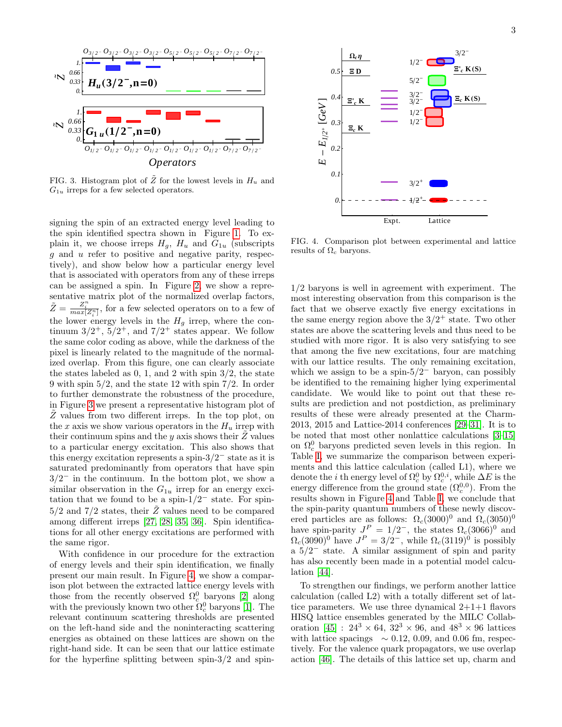FIG. 3. Histogram plot of $\tilde{Z}$ for the lowest levels in $H_u$ and $G_{1u}$ irreps for a few selected operators.

signing the spin of an extracted energy level leading to the spin identified spectra shown in Figure 1. To explain it, we choose irreps $H_g$, $H_u$ and $G_{1u}$ (subscripts $g$ and $u$ refer to positive and negative parity, respectively), and show below how a particular energy level that is associated with operators from any of these irreps can be assigned a spin. In Figure 2, we show a representative matrix plot of the normalized overlap factors, $\tilde{Z} = \frac{Z_i^n}{max[Z_i^n]}$, for a few selected operators on to a few of the lower energy levels in the $H_g$ irrep, where the continuum $3/2^+$, $5/2^+$, and $7/2^+$ states appear. We follow the same color coding as above, while the darkness of the pixel is linearly related to the magnitude of the normalized overlap. From this figure, one can clearly associate the states labeled as 0, 1, and 2 with spin 3/2, the state 9 with spin 5/2, and the state 12 with spin 7/2. In order to further demonstrate the robustness of the procedure, in Figure 3 we present a representative histogram plot of $\tilde{Z}$ values from two different irreps. In the top plot, on the $x$ axis we show various operators in the $H_u$ irrep with their continuum spins and the $y$ axis shows their $\tilde{Z}$ values to a particular energy excitation. This also shows that this energy excitation represents a spin-$3/2^-$ state as it is saturated predominantly from operators that have spin $3/2^-$ in the continuum. In the bottom plot, we show a similar observation in the $G_{1u}$ irrep for an energy excitation that we found to be a spin-$1/2^-$ state. For spin-5/2 and 7/2 states, their $\tilde{Z}$ values need to be compared among different irreps [27, 28, 35, 36]. Spin identifications for all other energy excitations are performed with the same rigor.

With confidence in our procedure for the extraction of energy levels and their spin identification, we finally present our main result. In Figure 4, we show a comparison plot between the extracted lattice energy levels with those from the recently observed $\Omega_c^0$ baryons [2] along with the previously known two other $\Omega_c^0$ baryons [1]. The relevant continuum scattering thresholds are presented on the left-hand side and the noninteracting scattering energies as obtained on these lattices are shown on the right-hand side. It can be seen that our lattice estimate for the hyperfine splitting between spin-3/2 and spin-1/2 baryons is well in agreement with experiment. The most interesting observation from this comparison is the fact that we observe exactly five energy excitations in the same energy region above the $3/2^+$ state. Two other states are above the scattering levels and thus need to be studied with more rigor. It is also very satisfying to see that among the five new excitations, four are matching with our lattice results. The only remaining excitation, which we assign to be a spin-$5/2^-$ baryon, can possibly be identified to the remaining higher lying experimental candidate. We would like to point out that these results are prediction and not postdiction, as preliminary results of these were already presented at the Charm-2013, 2015 and Lattice-2014 conferences [29–31]. It is to be noted that most other nonlattice calculations [3–15] on $\Omega_c^0$ baryons predicted seven levels in this region. In Table I, we summarize the comparison between experiments and this lattice calculation (called L1), where we denote the $i$ th energy level of $\Omega_c^0$ by $\Omega_c^{0,i}$, while $\Delta E$ is the energy difference from the ground state ($\Omega_c^{0,0}$). From the results shown in Figure 4 and Table I, we conclude that the spin-parity quantum numbers of these newly discovered particles are as follows: $\Omega_c(3000)^0$ and $\Omega_c(3050)^0$ have spin-parity $J^P = 1/2^-$, the states $\Omega_c(3066)^0$ and $\Omega_c(3090)^0$ have $J^P = 3/2^-$, while $\Omega_c(3119)^0$ is possibly a $5/2^-$ state. A similar assignment of spin and parity has also recently been made in a potential model calculation [44].

FIG. 4. Comparison plot between experimental and lattice results of $\Omega_c$ baryons.

To strengthen our findings, we perform another lattice calculation (called L2) with a totally different set of lattice parameters. We use three dynamical 2+1+1 flavors HISQ lattice ensembles generated by the MILC Collaboration [45] : $24^3 \times 64$, $32^3 \times 96$, and $48^3 \times 96$ lattices with lattice spacings $\sim 0.12$, 0.09, and 0.06 fm, respectively. For the valence quark propagators, we use overlap action [46]. The details of this lattice set up, charm and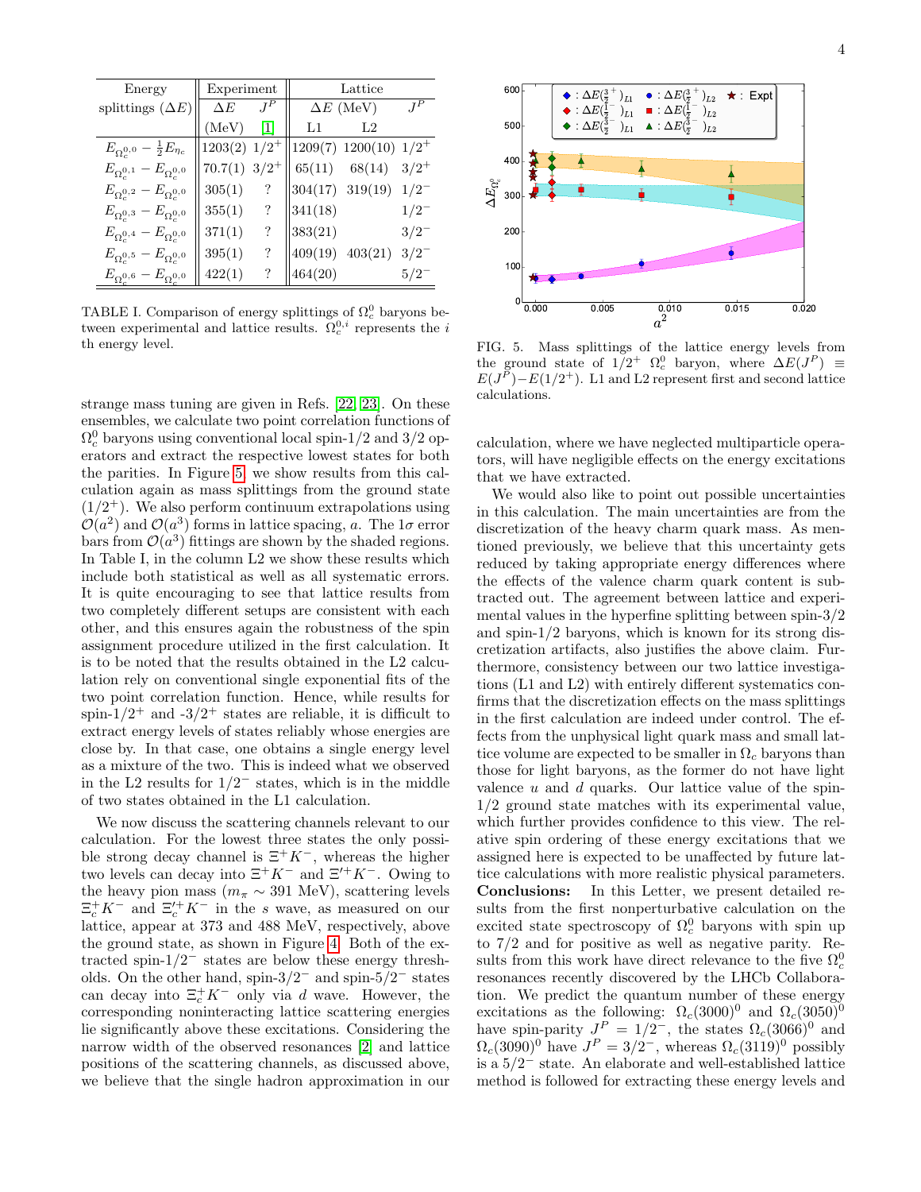| Energy splittings ($\Delta E$) | Experiment | | Lattice | | |
|---|---|---|---|---|---|
| | $\Delta E$ (MeV) | $J^P$ [1] | $\Delta E$ (MeV) L1 | L2 | $J^P$ |
| $E_{\Omega_c^{0,0}} - \frac{1}{2}E_{\eta_c}$ | 1203(2) | $1/2^+$ | 1209(7) | 1200(10) | $1/2^+$ |
| $E_{\Omega_c^{0,1}} - E_{\Omega_c^{0,0}}$ | 70.7(1) | $3/2^+$ | 65(11) | 68(14) | $3/2^+$ |
| $E_{\Omega_c^{0,2}} - E_{\Omega_c^{0,0}}$ | 305(1) | ? | 304(17) | 319(19) | $1/2^-$ |
| $E_{\Omega_c^{0,3}} - E_{\Omega_c^{0,0}}$ | 355(1) | ? | 341(18) | | $1/2^-$ |
| $E_{\Omega_c^{0,4}} - E_{\Omega_c^{0,0}}$ | 371(1) | ? | 383(21) | | $3/2^-$ |
| $E_{\Omega_c^{0,5}} - E_{\Omega_c^{0,0}}$ | 395(1) | ? | 409(19) | 403(21) | $3/2^-$ |
| $E_{\Omega_c^{0,6}} - E_{\Omega_c^{0,0}}$ | 422(1) | ? | 464(20) | | $5/2^-$ |

TABLE I. Comparison of energy splittings of $\Omega_c^0$ baryons between experimental and lattice results. $\Omega_c^{0,i}$ represents the $i$ th energy level.

strange mass tuning are given in Refs. [22, 23]. On these ensembles, we calculate two point correlation functions of $\Omega_c^0$ baryons using conventional local spin-1/2 and 3/2 operators and extract the respective lowest states for both the parities. In Figure 5, we show results from this calculation again as mass splittings from the ground state ($1/2^+$). We also perform continuum extrapolations using $\mathcal{O}(a^2)$ and $\mathcal{O}(a^3)$ forms in lattice spacing, $a$. The $1\sigma$ error bars from $\mathcal{O}(a^3)$ fittings are shown by the shaded regions. In Table I, in the column L2 we show these results which include both statistical as well as all systematic errors. It is quite encouraging to see that lattice results from two completely different setups are consistent with each other, and this ensures again the robustness of the spin assignment procedure utilized in the first calculation. It is to be noted that the results obtained in the L2 calculation rely on conventional single exponential fits of the two point correlation function. Hence, while results for spin-$1/2^+$ and -$3/2^+$ states are reliable, it is difficult to extract energy levels of states reliably whose energies are close by. In that case, one obtains a single energy level as a mixture of the two. This is indeed what we observed in the L2 results for $1/2^-$ states, which is in the middle of two states obtained in the L1 calculation.

We now discuss the scattering channels relevant to our calculation. For the lowest three states the only possible strong decay channel is $\Xi^+ K^-$, whereas the higher two levels can decay into $\Xi^+ K^-$ and $\Xi'^+ K^-$. Owing to the heavy pion mass ($m_\pi \sim 391$ MeV), scattering levels $\Xi_c^+ K^-$ and $\Xi_c'^+ K^-$ in the $s$ wave, as measured on our lattice, appear at 373 and 488 MeV, respectively, above the ground state, as shown in Figure 4. Both of the extracted spin-$1/2^-$ states are below these energy thresholds. On the other hand, spin-$3/2^-$ and spin-$5/2^-$ states can decay into $\Xi_c^+ K^-$ only via $d$ wave. However, the corresponding noninteracting lattice scattering energies lie significantly above these excitations. Considering the narrow width of the observed resonances [2] and lattice positions of the scattering channels, as discussed above, we believe that the single hadron approximation in our calculation, where we have neglected multiparticle operators, will have negligible effects on the energy excitations that we have extracted.

FIG. 5. Mass splittings of the lattice energy levels from the ground state of $1/2^+$ $\Omega_c^0$ baryon, where $\Delta E(J^P) \equiv E(J^P) - E(1/2^+)$. L1 and L2 represent first and second lattice calculations.

We would also like to point out possible uncertainties in this calculation. The main uncertainties are from the discretization of the heavy charm quark mass. As mentioned previously, we believe that this uncertainty gets reduced by taking appropriate energy differences where the effects of the valence charm quark content is subtracted out. The agreement between lattice and experimental values in the hyperfine splitting between spin-3/2 and spin-1/2 baryons, which is known for its strong discretization artifacts, also justifies the above claim. Furthermore, consistency between our two lattice investigations (L1 and L2) with entirely different systematics confirms that the discretization effects on the mass splittings in the first calculation are indeed under control. The effects from the unphysical light quark mass and small lattice volume are expected to be smaller in $\Omega_c$ baryons than those for light baryons, as the former do not have light valence $u$ and $d$ quarks. Our lattice value of the spin-1/2 ground state matches with its experimental value, which further provides confidence to this view. The relative spin ordering of these energy excitations that we assigned here is expected to be unaffected by future lattice calculations with more realistic physical parameters.

**Conclusions:** In this Letter, we present detailed results from the first nonperturbative calculation on the excited state spectroscopy of $\Omega_c^0$ baryons with spin up to 7/2 and for positive as well as negative parity. Results from this work have direct relevance to the five $\Omega_c^0$ resonances recently discovered by the LHCb Collaboration. We predict the quantum number of these energy excitations as the following: $\Omega_c(3000)^0$ and $\Omega_c(3050)^0$ have spin-parity $J^P = 1/2^-$, the states $\Omega_c(3066)^0$ and $\Omega_c(3090)^0$ have $J^P = 3/2^-$, whereas $\Omega_c(3119)^0$ possibly is a $5/2^-$ state. An elaborate and well-established lattice method is followed for extracting these energy levels and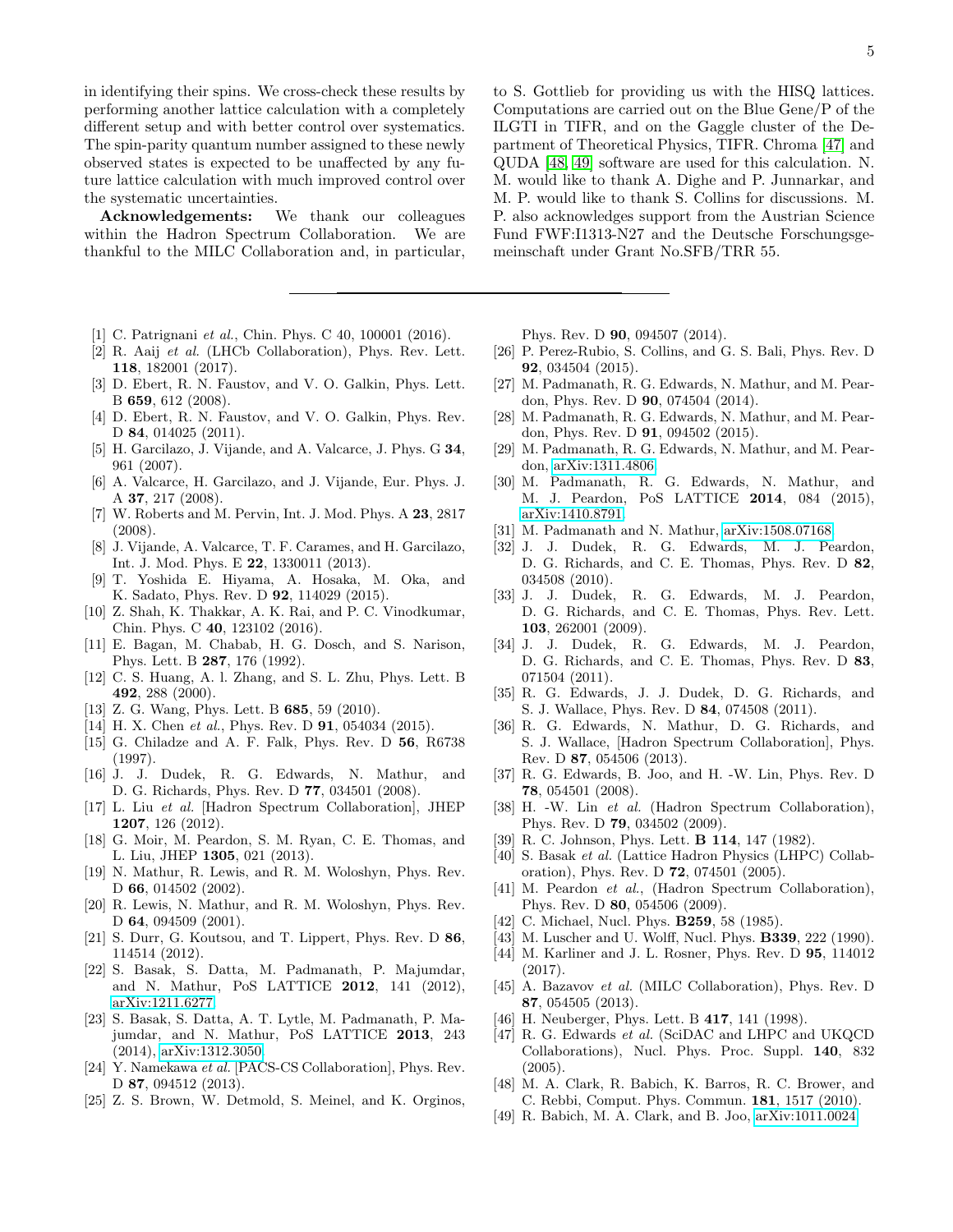in identifying their spins. We cross-check these results by performing another lattice calculation with a completely different setup and with better control over systematics. The spin-parity quantum number assigned to these newly observed states is expected to be unaffected by any future lattice calculation with much improved control over the systematic uncertainties.

**Acknowledgements:** We thank our colleagues within the Hadron Spectrum Collaboration. We are thankful to the MILC Collaboration and, in particular, to S. Gottlieb for providing us with the HISQ lattices. Computations are carried out on the Blue Gene/P of the ILGTI in TIFR, and on the Gaggle cluster of the Department of Theoretical Physics, TIFR. Chroma [47] and QUDA [48, 49] software are used for this calculation. N. M. would like to thank A. Dighe and P. Junnarkar, and M. P. would like to thank S. Collins for discussions. M. P. also acknowledges support from the Austrian Science Fund FWF:I1313-N27 and the Deutsche Forschungsgemeinschaft under Grant No.SFB/TRR 55.

---

[1] C. Patrignani *et al.*, Chin. Phys. C 40, 100001 (2016).
[2] R. Aaij *et al.* (LHCb Collaboration), Phys. Rev. Lett. **118**, 182001 (2017).
[3] D. Ebert, R. N. Faustov, and V. O. Galkin, Phys. Lett. B **659**, 612 (2008).
[4] D. Ebert, R. N. Faustov, and V. O. Galkin, Phys. Rev. D **84**, 014025 (2011).
[5] H. Garcilazo, J. Vijande, and A. Valcarce, J. Phys. G **34**, 961 (2007).
[6] A. Valcarce, H. Garcilazo, and J. Vijande, Eur. Phys. J. A **37**, 217 (2008).
[7] W. Roberts and M. Pervin, Int. J. Mod. Phys. A **23**, 2817 (2008).
[8] J. Vijande, A. Valcarce, T. F. Carames, and H. Garcilazo, Int. J. Mod. Phys. E **22**, 1330011 (2013).
[9] T. Yoshida E. Hiyama, A. Hosaka, M. Oka, and K. Sadato, Phys. Rev. D **92**, 114029 (2015).
[10] Z. Shah, K. Thakkar, A. K. Rai, and P. C. Vinodkumar, Chin. Phys. C **40**, 123102 (2016).
[11] E. Bagan, M. Chabab, H. G. Dosch, and S. Narison, Phys. Lett. B **287**, 176 (1992).
[12] C. S. Huang, A. l. Zhang, and S. L. Zhu, Phys. Lett. B **492**, 288 (2000).
[13] Z. G. Wang, Phys. Lett. B **685**, 59 (2010).
[14] H. X. Chen *et al.*, Phys. Rev. D **91**, 054034 (2015).
[15] G. Chiladze and A. F. Falk, Phys. Rev. D **56**, R6738 (1997).
[16] J. J. Dudek, R. G. Edwards, N. Mathur, and D. G. Richards, Phys. Rev. D **77**, 034501 (2008).
[17] L. Liu *et al.* [Hadron Spectrum Collaboration], JHEP **1207**, 126 (2012).
[18] G. Moir, M. Peardon, S. M. Ryan, C. E. Thomas, and L. Liu, JHEP **1305**, 021 (2013).
[19] N. Mathur, R. Lewis, and R. M. Woloshyn, Phys. Rev. D **66**, 014502 (2002).
[20] R. Lewis, N. Mathur, and R. M. Woloshyn, Phys. Rev. D **64**, 094509 (2001).
[21] S. Durr, G. Koutsou, and T. Lippert, Phys. Rev. D **86**, 114514 (2012).
[22] S. Basak, S. Datta, M. Padmanath, P. Majumdar, and N. Mathur, PoS LATTICE **2012**, 141 (2012), arXiv:1211.6277.
[23] S. Basak, S. Datta, A. T. Lytle, M. Padmanath, P. Majumdar, and N. Mathur, PoS LATTICE **2013**, 243 (2014), arXiv:1312.3050.
[24] Y. Namekawa *et al.* [PACS-CS Collaboration], Phys. Rev. D **87**, 094512 (2013).
[25] Z. S. Brown, W. Detmold, S. Meinel, and K. Orginos, Phys. Rev. D **90**, 094507 (2014).
[26] P. Perez-Rubio, S. Collins, and G. S. Bali, Phys. Rev. D **92**, 034504 (2015).
[27] M. Padmanath, R. G. Edwards, N. Mathur, and M. Peardon, Phys. Rev. D **90**, 074504 (2014).
[28] M. Padmanath, R. G. Edwards, N. Mathur, and M. Peardon, Phys. Rev. D **91**, 094502 (2015).
[29] M. Padmanath, R. G. Edwards, N. Mathur, and M. Peardon, arXiv:1311.4806.
[30] M. Padmanath, R. G. Edwards, N. Mathur, and M. J. Peardon, PoS LATTICE **2014**, 084 (2015), arXiv:1410.8791.
[31] M. Padmanath and N. Mathur, arXiv:1508.07168.
[32] J. J. Dudek, R. G. Edwards, M. J. Peardon, D. G. Richards, and C. E. Thomas, Phys. Rev. D **82**, 034508 (2010).
[33] J. J. Dudek, R. G. Edwards, M. J. Peardon, D. G. Richards, and C. E. Thomas, Phys. Rev. Lett. **103**, 262001 (2009).
[34] J. J. Dudek, R. G. Edwards, M. J. Peardon, D. G. Richards, and C. E. Thomas, Phys. Rev. D **83**, 071504 (2011).
[35] R. G. Edwards, J. J. Dudek, D. G. Richards, and S. J. Wallace, Phys. Rev. D **84**, 074508 (2011).
[36] R. G. Edwards, N. Mathur, D. G. Richards, and S. J. Wallace, [Hadron Spectrum Collaboration], Phys. Rev. D **87**, 054506 (2013).
[37] R. G. Edwards, B. Joo, and H. -W. Lin, Phys. Rev. D **78**, 054501 (2008).
[38] H. -W. Lin *et al.* (Hadron Spectrum Collaboration), Phys. Rev. D **79**, 034502 (2009).
[39] R. C. Johnson, Phys. Lett. **B 114**, 147 (1982).
[40] S. Basak *et al.* (Lattice Hadron Physics (LHPC) Collaboration), Phys. Rev. D **72**, 074501 (2005).
[41] M. Peardon *et al.*, (Hadron Spectrum Collaboration), Phys. Rev. D **80**, 054506 (2009).
[42] C. Michael, Nucl. Phys. **B259**, 58 (1985).
[43] M. Luscher and U. Wolff, Nucl. Phys. **B339**, 222 (1990).
[44] M. Karliner and J. L. Rosner, Phys. Rev. D **95**, 114012 (2017).
[45] A. Bazavov *et al.* (MILC Collaboration), Phys. Rev. D **87**, 054505 (2013).
[46] H. Neuberger, Phys. Lett. B **417**, 141 (1998).
[47] R. G. Edwards *et al.* (SciDAC and LHPC and UKQCD Collaborations), Nucl. Phys. Proc. Suppl. **140**, 832 (2005).
[48] M. A. Clark, R. Babich, K. Barros, R. C. Brower, and C. Rebbi, Comput. Phys. Commun. **181**, 1517 (2010).
[49] R. Babich, M. A. Clark, and B. Joo, arXiv:1011.0024.